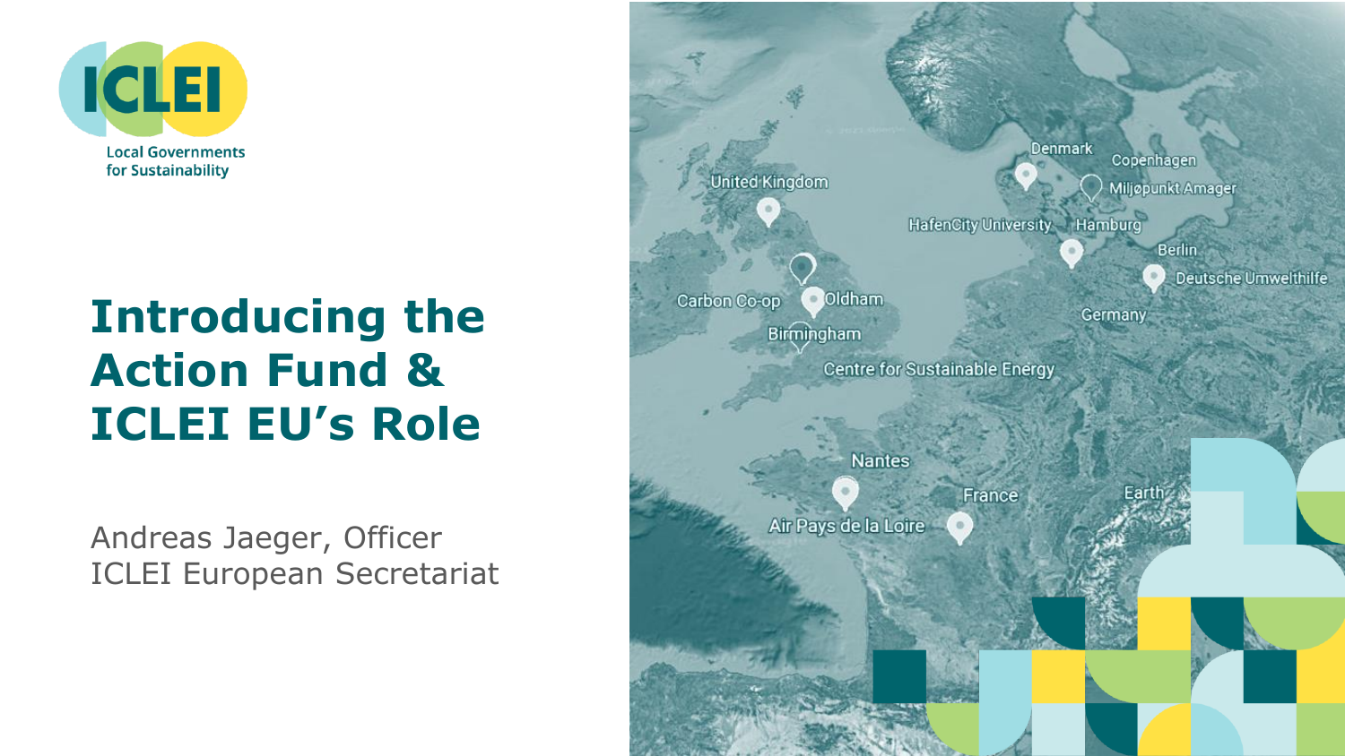ICLEI

Local Governments for Sustainability

# Introducing the Action Fund & ICLEI EU's Role

Andreas Jaeger, Officer
ICLEI European Secretariat

United Kingdom

Carbon Co-op

Oldham

Birmingham

Centre for Sustainable Energy

Denmark

Copenhagen

Miljøpunkt Amager

HafenCity University

Hamburg

Berlin

Deutsche Umwelthilfe

Germany

Nantes

Air Pays de la Loire

France

Earth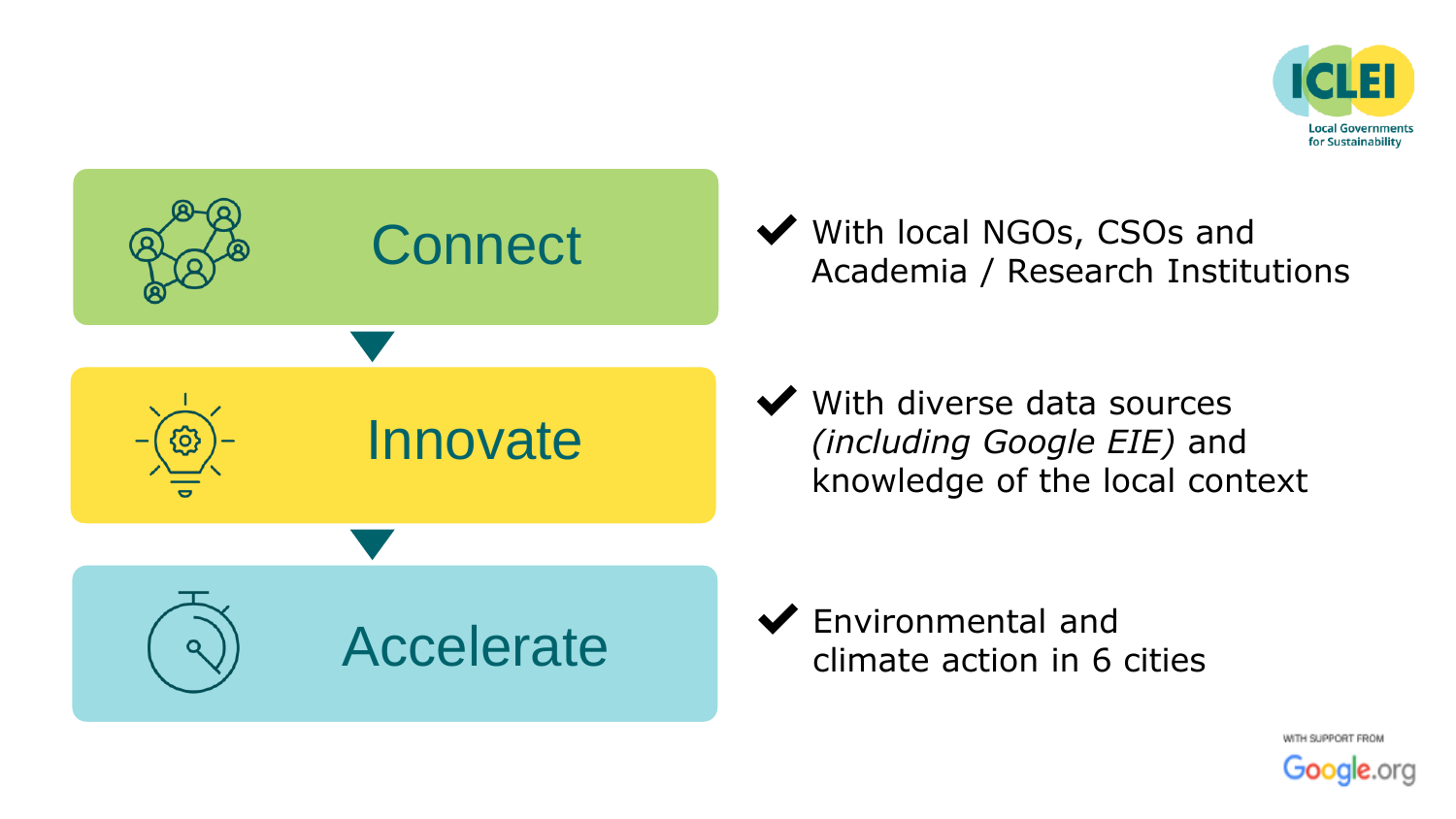## Connect

✔ With local NGOs, CSOs and Academia / Research Institutions

## Innovate

✔ With diverse data sources *(including Google EIE)* and knowledge of the local context

## Accelerate

✔ Environmental and climate action in 6 cities

WITH SUPPORT FROM Google.org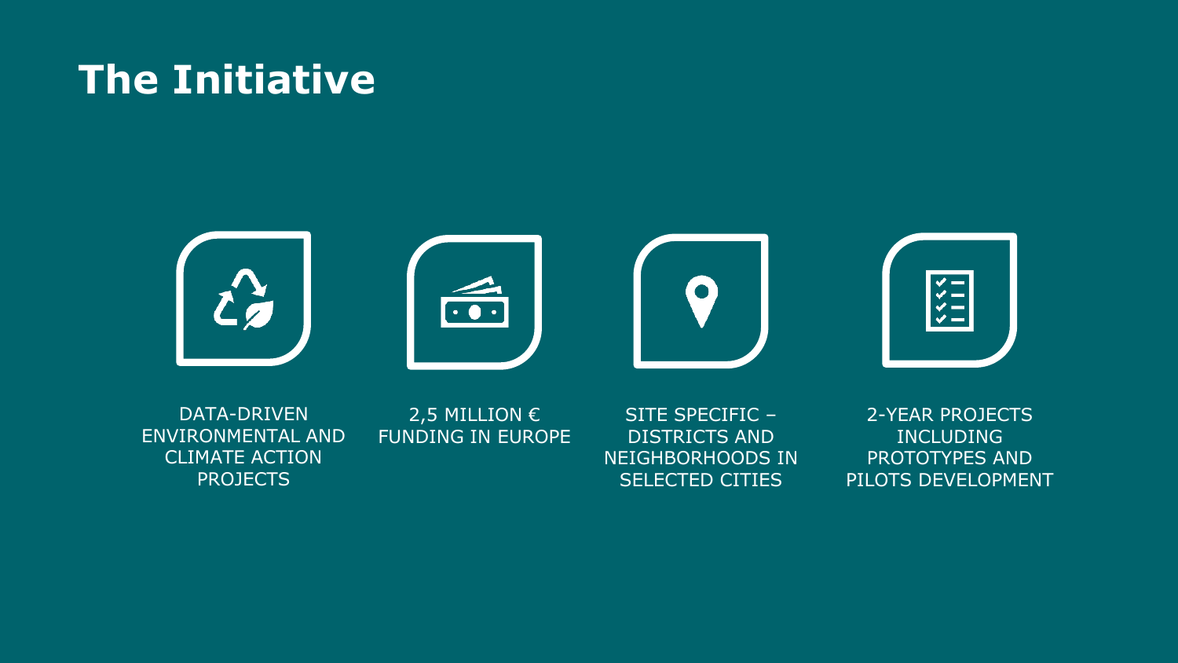# The Initiative

- DATA-DRIVEN ENVIRONMENTAL AND CLIMATE ACTION PROJECTS
- 2,5 MILLION € FUNDING IN EUROPE
- SITE SPECIFIC – DISTRICTS AND NEIGHBORHOODS IN SELECTED CITIES
- 2-YEAR PROJECTS INCLUDING PROTOTYPES AND PILOTS DEVELOPMENT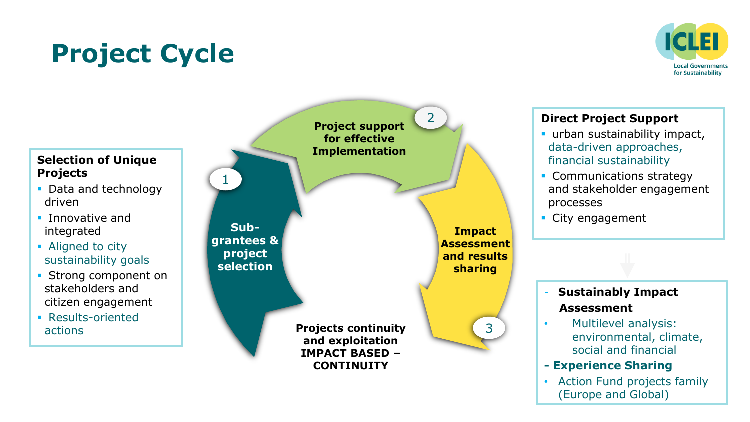# Project Cycle

### Selection of Unique Projects

- Data and technology driven
- Innovative and integrated
- Aligned to city sustainability goals
- Strong component on stakeholders and citizen engagement
- Results-oriented actions

1. **Sub-grantees & project selection**
2. **Project support for effective Implementation**
3. **Impact Assessment and results sharing**

**Projects continuity and exploitation IMPACT BASED – CONTINUITY**

### Direct Project Support

- urban sustainability impact, data-driven approaches, financial sustainability
- Communications strategy and stakeholder engagement processes
- City engagement

### Sustainably Impact Assessment

- Multilevel analysis: environmental, climate, social and financial

### Experience Sharing

- Action Fund projects family (Europe and Global)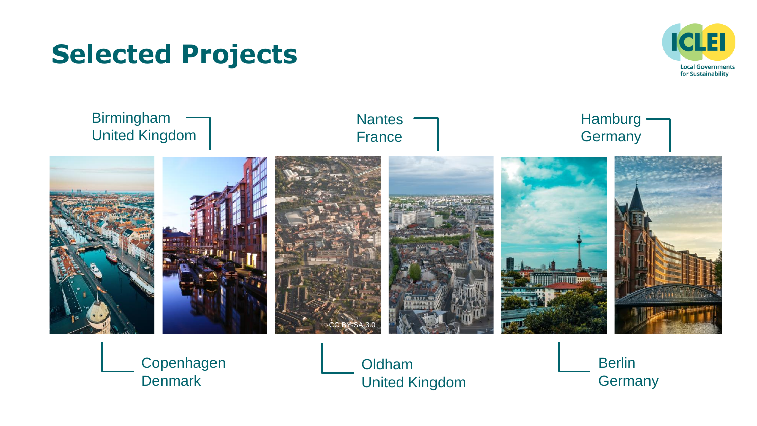# Selected Projects

Birmingham
United Kingdom

Nantes
France

Hamburg
Germany

CC BY-SA 3.0

Copenhagen
Denmark

Oldham
United Kingdom

Berlin
Germany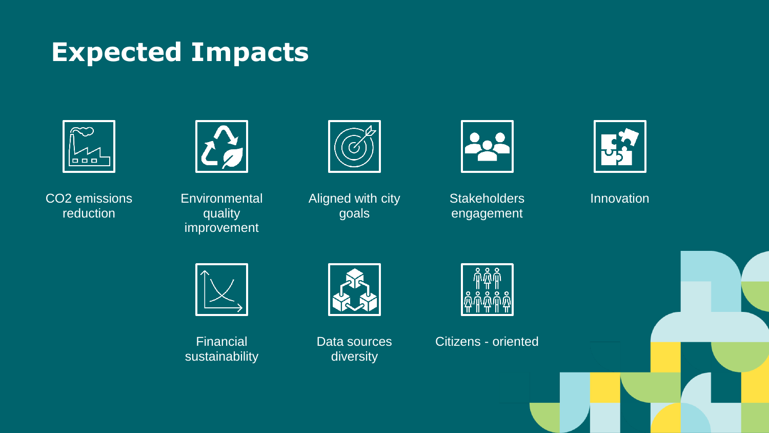# Expected Impacts

- $CO_2$ emissions reduction
- Environmental quality improvement
- Aligned with city goals
- Stakeholders engagement
- Innovation
- Financial sustainability
- Data sources diversity
- Citizens - oriented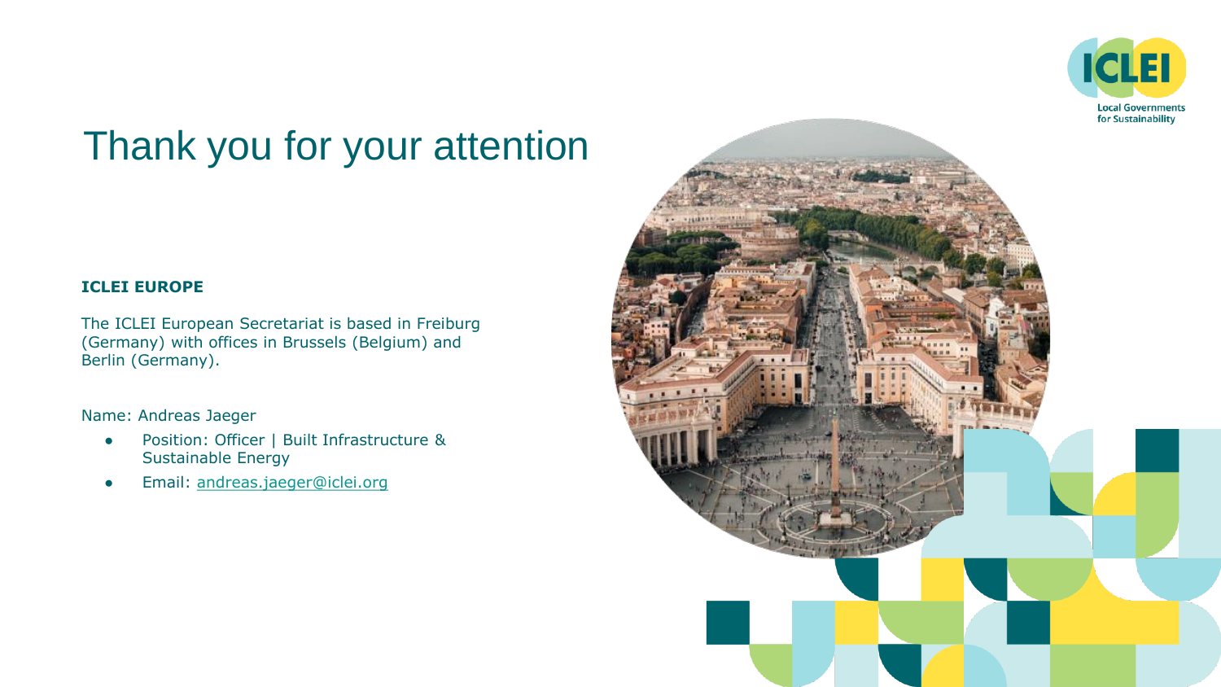# Thank you for your attention

**ICLEI EUROPE**

The ICLEI European Secretariat is based in Freiburg (Germany) with offices in Brussels (Belgium) and Berlin (Germany).

Name: Andreas Jaeger

- Position: Officer | Built Infrastructure & Sustainable Energy
- Email: andreas.jaeger@iclei.org